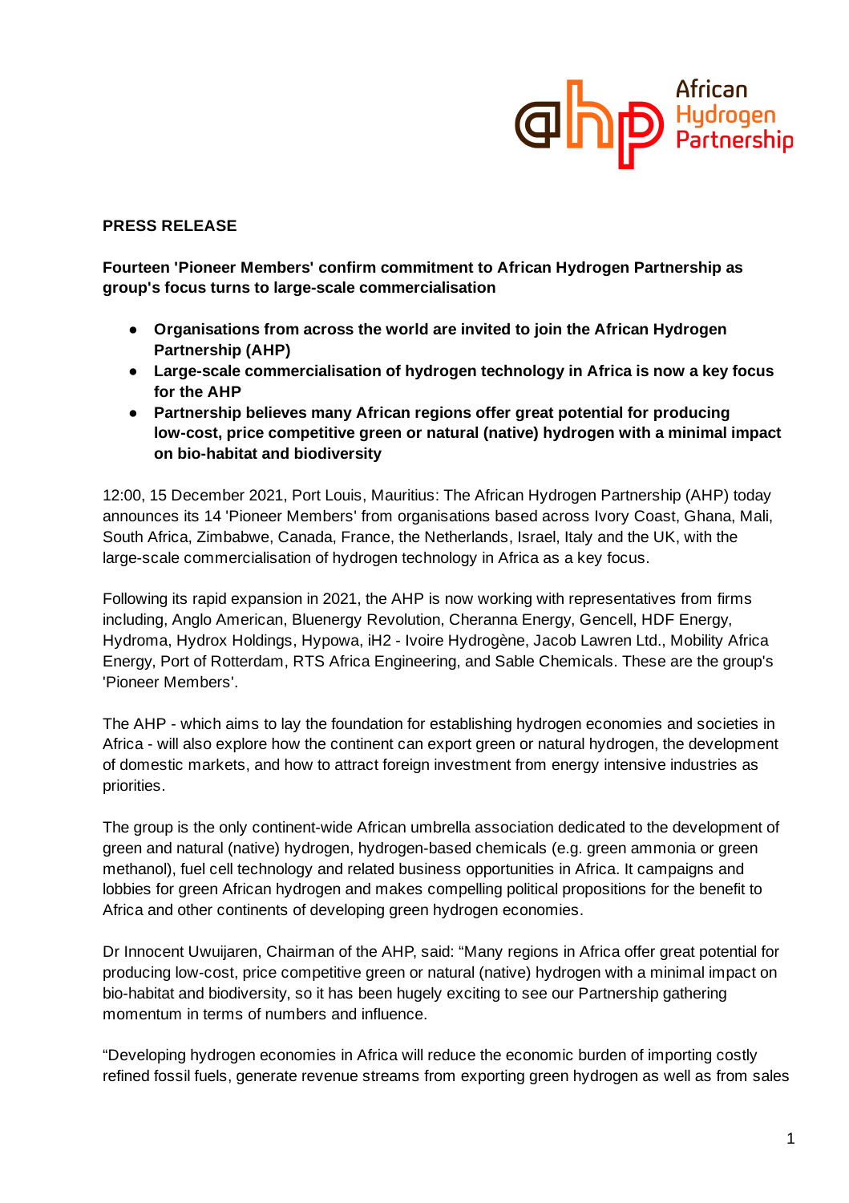**PRESS RELEASE**

**Fourteen 'Pioneer Members' confirm commitment to African Hydrogen Partnership as group's focus turns to large-scale commercialisation**

- **Organisations from across the world are invited to join the African Hydrogen Partnership (AHP)**
- **Large-scale commercialisation of hydrogen technology in Africa is now a key focus for the AHP**
- **Partnership believes many African regions offer great potential for producing low-cost, price competitive green or natural (native) hydrogen with a minimal impact on bio-habitat and biodiversity**

12:00, 15 December 2021, Port Louis, Mauritius: The African Hydrogen Partnership (AHP) today announces its 14 'Pioneer Members' from organisations based across Ivory Coast, Ghana, Mali, South Africa, Zimbabwe, Canada, France, the Netherlands, Israel, Italy and the UK, with the large-scale commercialisation of hydrogen technology in Africa as a key focus.

Following its rapid expansion in 2021, the AHP is now working with representatives from firms including, Anglo American, Bluenergy Revolution, Cheranna Energy, Gencell, HDF Energy, Hydroma, Hydrox Holdings, Hypowa, iH2 - Ivoire Hydrogène, Jacob Lawren Ltd., Mobility Africa Energy, Port of Rotterdam, RTS Africa Engineering, and Sable Chemicals. These are the group's 'Pioneer Members'.

The AHP - which aims to lay the foundation for establishing hydrogen economies and societies in Africa - will also explore how the continent can export green or natural hydrogen, the development of domestic markets, and how to attract foreign investment from energy intensive industries as priorities.

The group is the only continent-wide African umbrella association dedicated to the development of green and natural (native) hydrogen, hydrogen-based chemicals (e.g. green ammonia or green methanol), fuel cell technology and related business opportunities in Africa. It campaigns and lobbies for green African hydrogen and makes compelling political propositions for the benefit to Africa and other continents of developing green hydrogen economies.

Dr Innocent Uwuijaren, Chairman of the AHP, said: "Many regions in Africa offer great potential for producing low-cost, price competitive green or natural (native) hydrogen with a minimal impact on bio-habitat and biodiversity, so it has been hugely exciting to see our Partnership gathering momentum in terms of numbers and influence.

"Developing hydrogen economies in Africa will reduce the economic burden of importing costly refined fossil fuels, generate revenue streams from exporting green hydrogen as well as from sales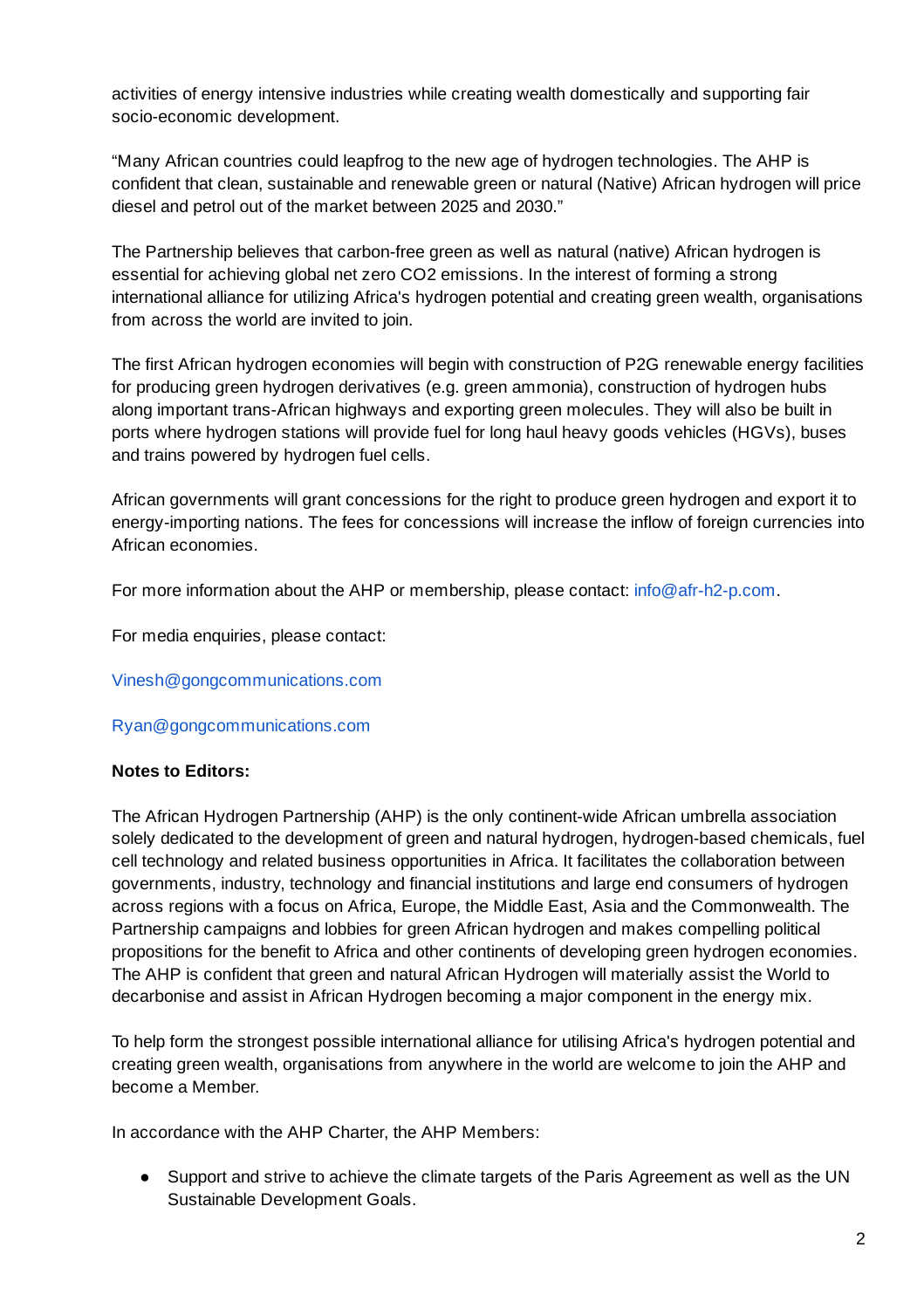activities of energy intensive industries while creating wealth domestically and supporting fair socio-economic development.

“Many African countries could leapfrog to the new age of hydrogen technologies. The AHP is confident that clean, sustainable and renewable green or natural (Native) African hydrogen will price diesel and petrol out of the market between 2025 and 2030.”

The Partnership believes that carbon-free green as well as natural (native) African hydrogen is essential for achieving global net zero $CO_2$ emissions. In the interest of forming a strong international alliance for utilizing Africa's hydrogen potential and creating green wealth, organisations from across the world are invited to join.

The first African hydrogen economies will begin with construction of P2G renewable energy facilities for producing green hydrogen derivatives (e.g. green ammonia), construction of hydrogen hubs along important trans-African highways and exporting green molecules. They will also be built in ports where hydrogen stations will provide fuel for long haul heavy goods vehicles (HGVs), buses and trains powered by hydrogen fuel cells.

African governments will grant concessions for the right to produce green hydrogen and export it to energy-importing nations. The fees for concessions will increase the inflow of foreign currencies into African economies.

For more information about the AHP or membership, please contact: info@afr-h2-p.com.

For media enquiries, please contact:

Vinesh@gongcommunications.com

Ryan@gongcommunications.com

**Notes to Editors:**

The African Hydrogen Partnership (AHP) is the only continent-wide African umbrella association solely dedicated to the development of green and natural hydrogen, hydrogen-based chemicals, fuel cell technology and related business opportunities in Africa. It facilitates the collaboration between governments, industry, technology and financial institutions and large end consumers of hydrogen across regions with a focus on Africa, Europe, the Middle East, Asia and the Commonwealth. The Partnership campaigns and lobbies for green African hydrogen and makes compelling political propositions for the benefit to Africa and other continents of developing green hydrogen economies. The AHP is confident that green and natural African Hydrogen will materially assist the World to decarbonise and assist in African Hydrogen becoming a major component in the energy mix.

To help form the strongest possible international alliance for utilising Africa's hydrogen potential and creating green wealth, organisations from anywhere in the world are welcome to join the AHP and become a Member.

In accordance with the AHP Charter, the AHP Members:

- Support and strive to achieve the climate targets of the Paris Agreement as well as the UN Sustainable Development Goals.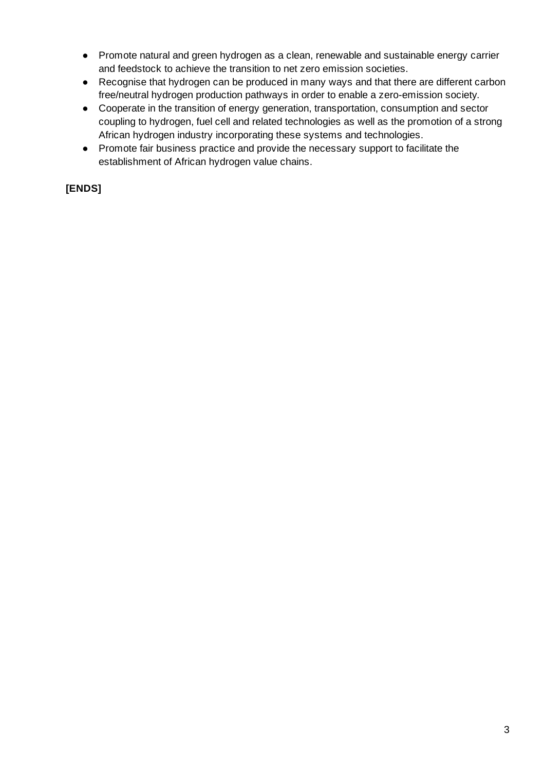- Promote natural and green hydrogen as a clean, renewable and sustainable energy carrier and feedstock to achieve the transition to net zero emission societies.
- Recognise that hydrogen can be produced in many ways and that there are different carbon free/neutral hydrogen production pathways in order to enable a zero-emission society.
- Cooperate in the transition of energy generation, transportation, consumption and sector coupling to hydrogen, fuel cell and related technologies as well as the promotion of a strong African hydrogen industry incorporating these systems and technologies.
- Promote fair business practice and provide the necessary support to facilitate the establishment of African hydrogen value chains.

**[ENDS]**